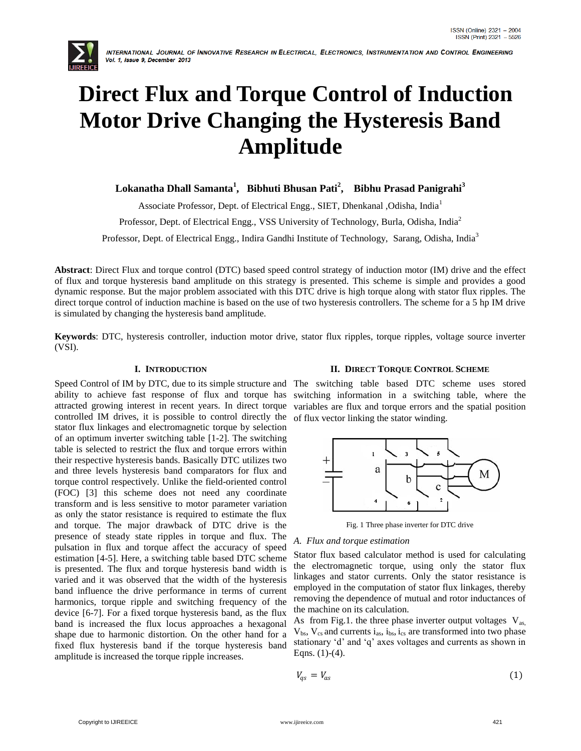# Direct Flux and Torque Control of Induction Motor Drive Changing the Hysteresis Band Amplitude

**Lokanatha Dhall Samanta[1], Bibhuti Bhusan Pati[2], Bibhu Prasad Panigrahi[3]**

Associate Professor, Dept. of Electrical Engg., SIET, Dhenkanal ,Odisha, India[1]

Professor, Dept. of Electrical Engg., VSS University of Technology, Burla, Odisha, India[2]

Professor, Dept. of Electrical Engg., Indira Gandhi Institute of Technology, Sarang, Odisha, India[3]

**Abstract**: Direct Flux and torque control (DTC) based speed control strategy of induction motor (IM) drive and the effect of flux and torque hysteresis band amplitude on this strategy is presented. This scheme is simple and provides a good dynamic response. But the major problem associated with this DTC drive is high torque along with stator flux ripples. The direct torque control of induction machine is based on the use of two hysteresis controllers. The scheme for a 5 hp IM drive is simulated by changing the hysteresis band amplitude.

**Keywords**: DTC, hysteresis controller, induction motor drive, stator flux ripples, torque ripples, voltage source inverter (VSI).

## I. Introduction

Speed Control of IM by DTC, due to its simple structure and ability to achieve fast response of flux and torque has attracted growing interest in recent years. In direct torque controlled IM drives, it is possible to control directly the stator flux linkages and electromagnetic torque by selection of an optimum inverter switching table [1-2]. The switching table is selected to restrict the flux and torque errors within their respective hysteresis bands. Basically DTC utilizes two and three levels hysteresis band comparators for flux and torque control respectively. Unlike the field-oriented control (FOC) [3] this scheme does not need any coordinate transform and is less sensitive to motor parameter variation as only the stator resistance is required to estimate the flux and torque. The major drawback of DTC drive is the presence of steady state ripples in torque and flux. The pulsation in flux and torque affect the accuracy of speed estimation [4-5]. Here, a switching table based DTC scheme is presented. The flux and torque hysteresis band width is varied and it was observed that the width of the hysteresis band influence the drive performance in terms of current harmonics, torque ripple and switching frequency of the device [6-7]. For a fixed torque hysteresis band, as the flux band is increased the flux locus approaches a hexagonal shape due to harmonic distortion. On the other hand for a fixed flux hysteresis band if the torque hysteresis band amplitude is increased the torque ripple increases.

## II. Direct Torque Control Scheme

The switching table based DTC scheme uses stored switching information in a switching table, where the variables are flux and torque errors and the spatial position of flux vector linking the stator winding.

Fig. 1 Three phase inverter for DTC drive

### A. Flux and torque estimation

Stator flux based calculator method is used for calculating the electromagnetic torque, using only the stator flux linkages and stator currents. Only the stator resistance is employed in the computation of stator flux linkages, thereby removing the dependence of mutual and rotor inductances of the machine on its calculation.

As from Fig.1. the three phase inverter output voltages $V_{as}$, $V_{bs}$, $V_{cs}$ and currents $i_{as}$, $i_{bs}$, $i_{cs}$ are transformed into two phase stationary 'd' and 'q' axes voltages and currents as shown in Eqns. (1)-(4).

$$V_{qs} = V_{as} \quad (1)$$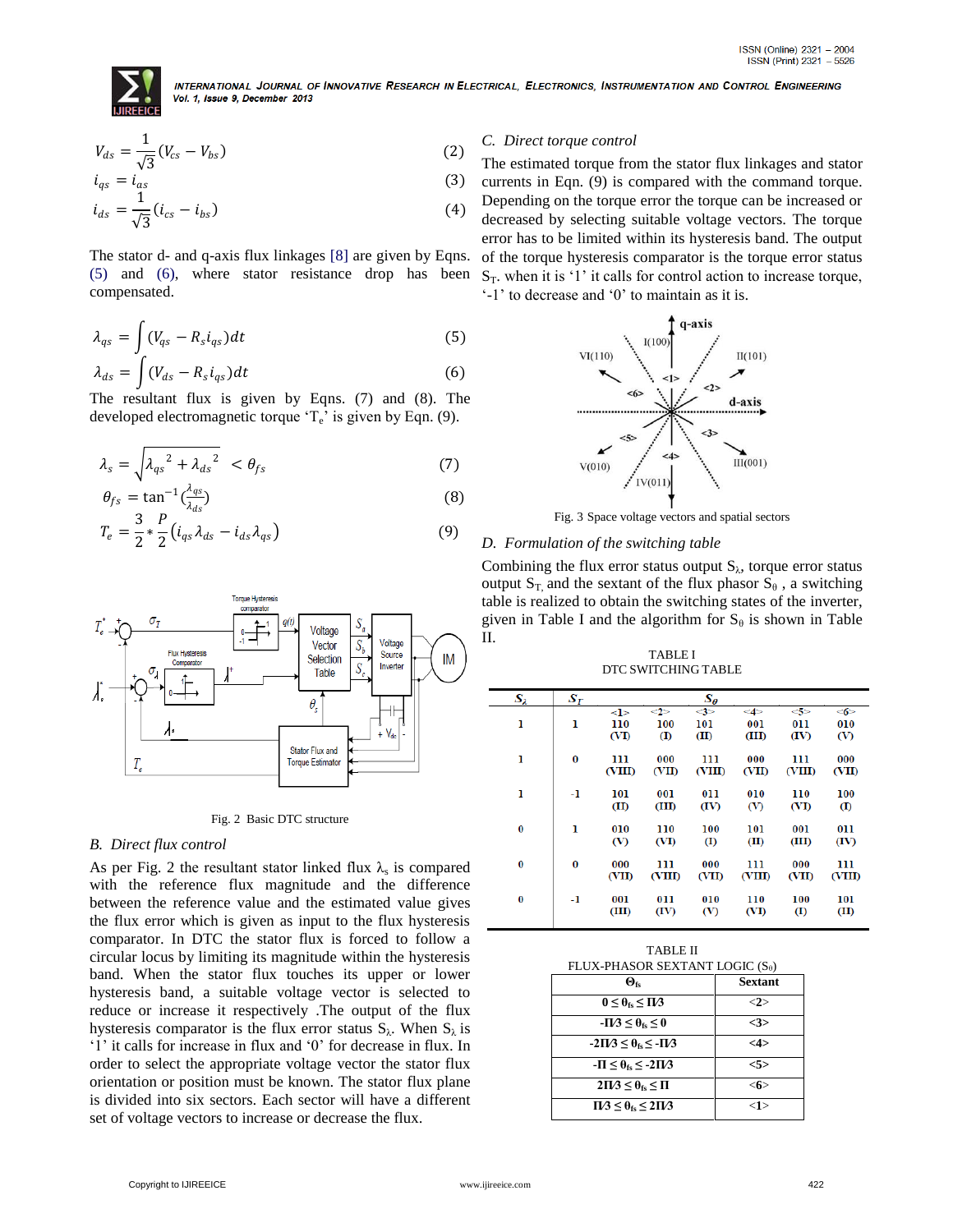$$V_{ds} = \frac{1}{\sqrt{3}}(V_{cs} - V_{bs}) \quad (2)$$

$$i_{qs} = i_{as} \quad (3)$$

$$i_{ds} = \frac{1}{\sqrt{3}}(i_{cs} - i_{bs}) \quad (4)$$

The stator d- and q-axis flux linkages [8] are given by Eqns. (5) and (6), where stator resistance drop has been compensated.

$$\lambda_{qs} = \int (V_{qs} - R_s i_{qs})dt \quad (5)$$

$$\lambda_{ds} = \int (V_{ds} - R_s i_{qs})dt \quad (6)$$

The resultant flux is given by Eqns. (7) and (8). The developed electromagnetic torque '$T_e$' is given by Eqn. (9).

$$\lambda_s = \sqrt{\lambda_{qs}^2 + \lambda_{ds}^2} < \theta_{fs} \quad (7)$$

$$\theta_{fs} = \tan^{-1}(\tfrac{\lambda_{qs}}{\lambda_{ds}}) \quad (8)$$

$$T_e = \frac{3}{2} * \frac{P}{2}(i_{qs}\lambda_{ds} - i_{ds}\lambda_{qs}) \quad (9)$$

Fig. 2 Basic DTC structure

### B. Direct flux control

As per Fig. 2 the resultant stator linked flux $\lambda_s$ is compared with the reference flux magnitude and the difference between the reference value and the estimated value gives the flux error which is given as input to the flux hysteresis comparator. In DTC the stator flux is forced to follow a circular locus by limiting its magnitude within the hysteresis band. When the stator flux touches its upper or lower hysteresis band, a suitable voltage vector is selected to reduce or increase it respectively .The output of the flux hysteresis comparator is the flux error status $S_\lambda$. When $S_\lambda$ is '1' it calls for increase in flux and '0' for decrease in flux. In order to select the appropriate voltage vector the stator flux orientation or position must be known. The stator flux plane is divided into six sectors. Each sector will have a different set of voltage vectors to increase or decrease the flux.

### C. Direct torque control

The estimated torque from the stator flux linkages and stator currents in Eqn. (9) is compared with the command torque. Depending on the torque error the torque can be increased or decreased by selecting suitable voltage vectors. The torque error has to be limited within its hysteresis band. The output of the torque hysteresis comparator is the torque error status $S_T$. when it is '1' it calls for control action to increase torque, '-1' to decrease and '0' to maintain as it is.

Fig. 3 Space voltage vectors and spatial sectors

### D. Formulation of the switching table

Combining the flux error status output $S_\lambda$, torque error status output $S_T$, and the sextant of the flux phasor $S_\theta$ , a switching table is realized to obtain the switching states of the inverter, given in Table I and the algorithm for $S_\theta$ is shown in Table II.

TABLE I
DTC SWITCHING TABLE

| $S_\lambda$ | $S_T$ | $S_\theta$ <1> | <2> | <3> | <4> | <5> | <6> |
|---|---|---|---|---|---|---|---|
| 1 | 1 | 110 (VI) | 100 (I) | 101 (II) | 001 (III) | 011 (IV) | 010 (V) |
| 1 | 0 | 111 (VIII) | 000 (VII) | 111 (VIII) | 000 (VII) | 111 (VIII) | 000 (VII) |
| 1 | -1 | 101 (II) | 001 (III) | 011 (IV) | 010 (V) | 110 (VI) | 100 (I) |
| 0 | 1 | 010 (V) | 110 (VI) | 100 (I) | 101 (II) | 001 (III) | 011 (IV) |
| 0 | 0 | 000 (VII) | 111 (VIII) | 000 (VII) | 111 (VIII) | 000 (VII) | 111 (VIII) |
| 0 | -1 | 001 (III) | 011 (IV) | 010 (V) | 110 (VI) | 100 (I) | 101 (II) |

TABLE II
FLUX-PHASOR SEXTANT LOGIC ($S_\theta$)

| $\Theta_{fs}$ | Sextant |
|---|---|
| $0 \le \theta_{fs} \le \Pi/3$ | <2> |
| $-\Pi/3 \le \theta_{fs} \le 0$ | <3> |
| $-2\Pi/3 \le \theta_{fs} \le -\Pi/3$ | <4> |
| $-\Pi \le \theta_{fs} \le -2\Pi/3$ | <5> |
| $2\Pi/3 \le \theta_{fs} \le \Pi$ | <6> |
| $\Pi/3 \le \theta_{fs} \le 2\Pi/3$ | <1> |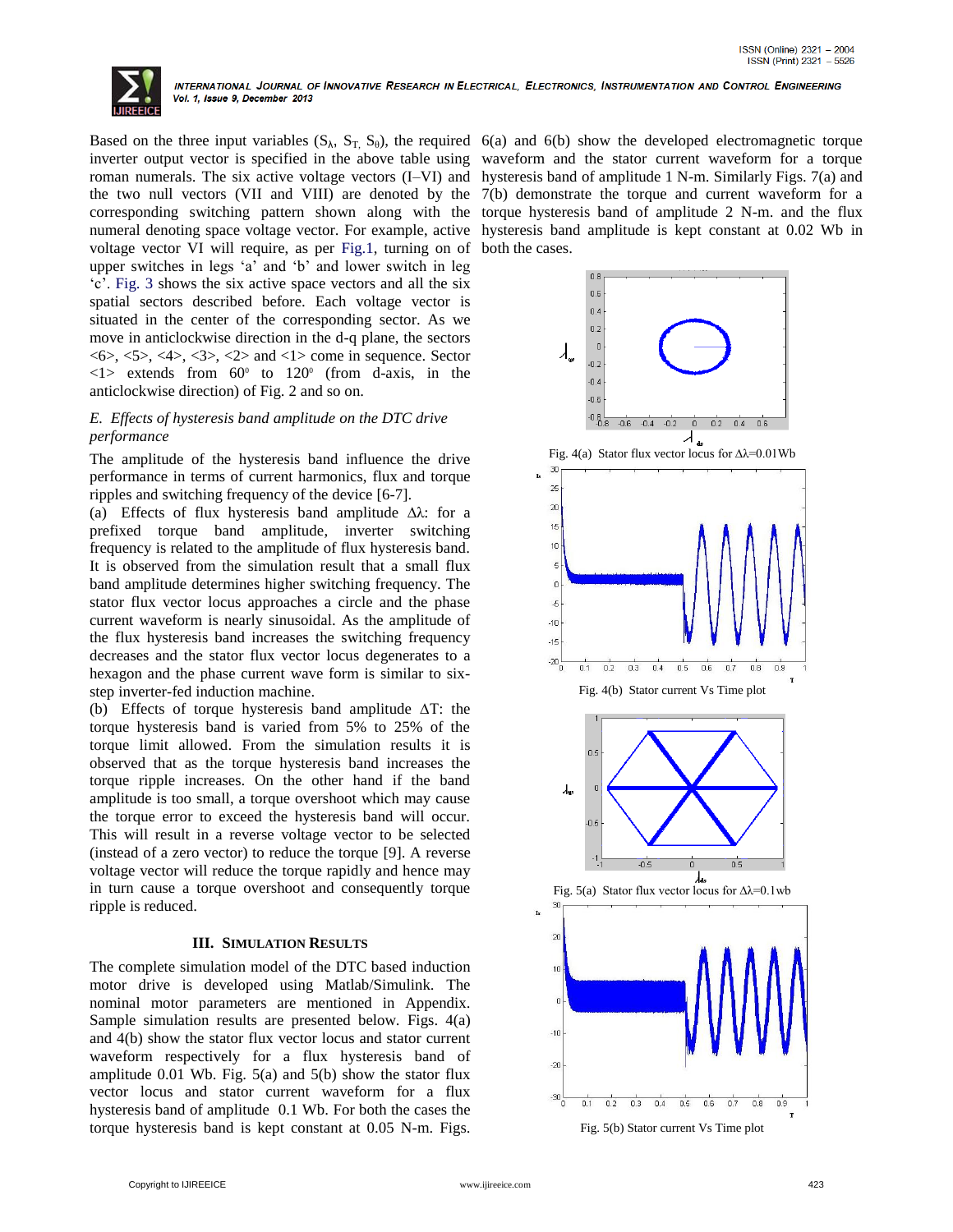Based on the three input variables ($S_\lambda$, $S_T$, $S_\theta$), the required inverter output vector is specified in the above table using roman numerals. The six active voltage vectors (I–VI) and the two null vectors (VII and VIII) are denoted by the corresponding switching pattern shown along with the numeral denoting space voltage vector. For example, active voltage vector VI will require, as per Fig.1, turning on of upper switches in legs 'a' and 'b' and lower switch in leg 'c'. Fig. 3 shows the six active space vectors and all the six spatial sectors described before. Each voltage vector is situated in the center of the corresponding sector. As we move in anticlockwise direction in the d-q plane, the sectors <6>, <5>, <4>, <3>, <2> and <1> come in sequence. Sector <1> extends from $60^0$ to $120^0$ (from d-axis, in the anticlockwise direction) of Fig. 2 and so on.

### *E. Effects of hysteresis band amplitude on the DTC drive performance*

The amplitude of the hysteresis band influence the drive performance in terms of current harmonics, flux and torque ripples and switching frequency of the device [6-7].

(a) Effects of flux hysteresis band amplitude $\Delta\lambda$: for a prefixed torque band amplitude, inverter switching frequency is related to the amplitude of flux hysteresis band. It is observed from the simulation result that a small flux band amplitude determines higher switching frequency. The stator flux vector locus approaches a circle and the phase current waveform is nearly sinusoidal. As the amplitude of the flux hysteresis band increases the switching frequency decreases and the stator flux vector locus degenerates to a hexagon and the phase current wave form is similar to six-step inverter-fed induction machine.

(b) Effects of torque hysteresis band amplitude $\Delta T$: the torque hysteresis band is varied from 5% to 25% of the torque limit allowed. From the simulation results it is observed that as the torque hysteresis band increases the torque ripple increases. On the other hand if the band amplitude is too small, a torque overshoot which may cause the torque error to exceed the hysteresis band will occur. This will result in a reverse voltage vector to be selected (instead of a zero vector) to reduce the torque [9]. A reverse voltage vector will reduce the torque rapidly and hence may in turn cause a torque overshoot and consequently torque ripple is reduced.

## III. Simulation Results

The complete simulation model of the DTC based induction motor drive is developed using Matlab/Simulink. The nominal motor parameters are mentioned in Appendix. Sample simulation results are presented below. Figs. 4(a) and 4(b) show the stator flux vector locus and stator current waveform respectively for a flux hysteresis band of amplitude 0.01 Wb. Fig. 5(a) and 5(b) show the stator flux vector locus and stator current waveform for a flux hysteresis band of amplitude 0.1 Wb. For both the cases the torque hysteresis band is kept constant at 0.05 N-m. Figs. 6(a) and 6(b) show the developed electromagnetic torque waveform and the stator current waveform for a torque hysteresis band of amplitude 1 N-m. Similarly Figs. 7(a) and 7(b) demonstrate the torque and current waveform for a torque hysteresis band of amplitude 2 N-m. and the flux hysteresis band amplitude is kept constant at 0.02 Wb in both the cases.

Fig. 4(a) Stator flux vector locus for $\Delta\lambda$=0.01Wb

Fig. 4(b) Stator current Vs Time plot

Fig. 5(a) Stator flux vector locus for $\Delta\lambda$=0.1wb

Fig. 5(b) Stator current Vs Time plot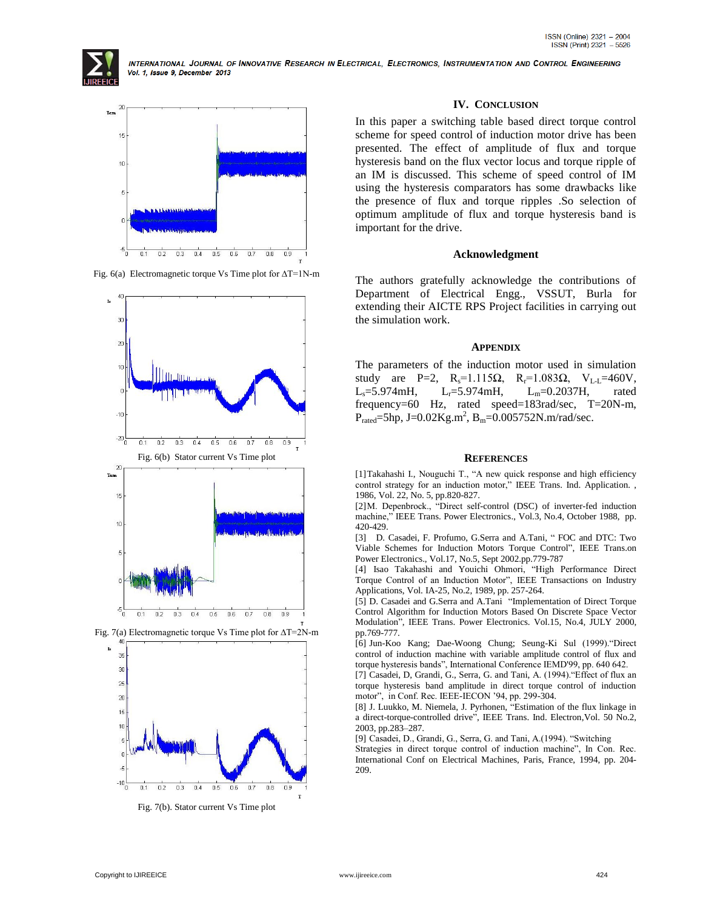Tem

20
15
10
5
0
-5
0 0.1 0.2 0.3 0.4 0.5 0.6 0.7 0.8 0.9 1
T

Fig. 6(a) Electromagnetic torque Vs Time plot for $\Delta T$=1N-m

Is

40
30
20
10
0
-10
-20
0 0.1 0.2 0.3 0.4 0.5 0.6 0.7 0.8 0.9 1
T

Fig. 6(b) Stator current Vs Time plot

Tem

20
15
10
5
0
-5
0 0.1 0.2 0.3 0.4 0.5 0.6 0.7 0.8 0.9 1
T

Fig. 7(a) Electromagnetic torque Vs Time plot for $\Delta T$=2N-m

Is

40
35
30
25
20
15
10
5
0
-5
-10
0 0.1 0.2 0.3 0.4 0.5 0.6 0.7 0.8 0.9 1
T

Fig. 7(b). Stator current Vs Time plot

## IV. Conclusion

In this paper a switching table based direct torque control scheme for speed control of induction motor drive has been presented. The effect of amplitude of flux and torque hysteresis band on the flux vector locus and torque ripple of an IM is discussed. This scheme of speed control of IM using the hysteresis comparators has some drawbacks like the presence of flux and torque ripples .So selection of optimum amplitude of flux and torque hysteresis band is important for the drive.

## Acknowledgment

The authors gratefully acknowledge the contributions of Department of Electrical Engg., VSSUT, Burla for extending their AICTE RPS Project facilities in carrying out the simulation work.

## Appendix

The parameters of the induction motor used in simulation study are P=2, $R_s$=1.115Ω, $R_r$=1.083Ω, $V_{L-L}$=460V, $L_s$=5.974mH, $L_r$=5.974mH, $L_m$=0.2037H, rated frequency=60 Hz, rated speed=183rad/sec, T=20N-m, $P_{rated}$=5hp, J=0.02Kg.m$^2$, $B_m$=0.005752N.m/rad/sec.

## References

[1]Takahashi I., Nouguchi T., "A new quick response and high efficiency control strategy for an induction motor," IEEE Trans. Ind. Application. , 1986, Vol. 22, No. 5, pp.820-827.

[2]M. Depenbrock., "Direct self-control (DSC) of inverter-fed induction machine," IEEE Trans. Power Electronics., Vol.3, No.4, October 1988, pp. 420-429.

[3] D. Casadei, F. Profumo, G.Serra and A.Tani, " FOC and DTC: Two Viable Schemes for Induction Motors Torque Control", IEEE Trans.on Power Electronics., Vol.17, No.5, Sept 2002.pp.779-787

[4] Isao Takahashi and Youichi Ohmori, "High Performance Direct Torque Control of an Induction Motor", IEEE Transactions on Industry Applications, Vol. IA-25, No.2, 1989, pp. 257-264.

[5] D. Casadei and G.Serra and A.Tani "Implementation of Direct Torque Control Algorithm for Induction Motors Based On Discrete Space Vector Modulation", IEEE Trans. Power Electronics. Vol.15, No.4, JULY 2000, pp.769-777.

[6] Jun-Koo Kang; Dae-Woong Chung; Seung-Ki Sul (1999)."Direct control of induction machine with variable amplitude control of flux and torque hysteresis bands", International Conference IEMD'99, pp. 640 642.

[7] Casadei, D, Grandi, G., Serra, G. and Tani, A. (1994)."Effect of flux an torque hysteresis band amplitude in direct torque control of induction motor", in Conf. Rec. IEEE-IECON '94, pp. 299-304.

[8] J. Luukko, M. Niemela, J. Pyrhonen, "Estimation of the flux linkage in a direct-torque-controlled drive", IEEE Trans. Ind. Electron,Vol. 50 No.2, 2003, pp.283–287.

[9] Casadei, D., Grandi, G., Serra, G. and Tani, A.(1994). "Switching Strategies in direct torque control of induction machine", In Con. Rec. International Conf on Electrical Machines, Paris, France, 1994, pp. 204-209.